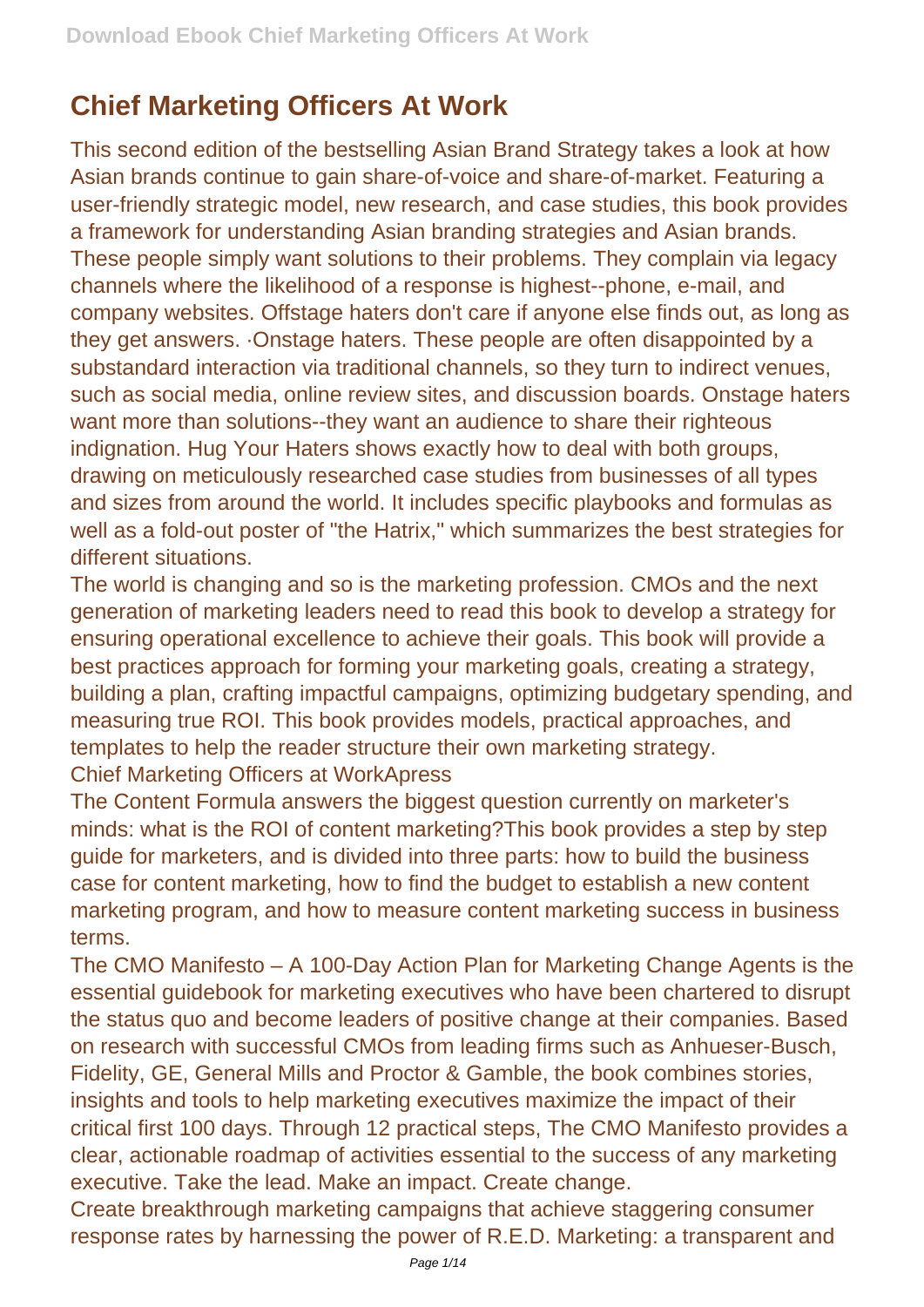# Chief Marketing Officers At Work

This second edition of the bestselling Asian Brand Strategy takes a look at how Asian brands continue to gain share-of-voice and share-of-market. Featuring a user-friendly strategic model, new research, and case studies, this book provides a framework for understanding Asian branding strategies and Asian brands. These people simply want solutions to their problems. They complain via legacy channels where the likelihood of a response is highest--phone, e-mail, and company websites. Offstage haters don't care if anyone else finds out, as long as they get answers. ·Onstage haters. These people are often disappointed by a substandard interaction via traditional channels, so they turn to indirect venues, such as social media, online review sites, and discussion boards. Onstage haters want more than solutions--they want an audience to share their righteous indignation. Hug Your Haters shows exactly how to deal with both groups, drawing on meticulously researched case studies from businesses of all types and sizes from around the world. It includes specific playbooks and formulas as well as a fold-out poster of "the Hatrix," which summarizes the best strategies for different situations.

The world is changing and so is the marketing profession. CMOs and the next generation of marketing leaders need to read this book to develop a strategy for ensuring operational excellence to achieve their goals. This book will provide a best practices approach for forming your marketing goals, creating a strategy, building a plan, crafting impactful campaigns, optimizing budgetary spending, and measuring true ROI. This book provides models, practical approaches, and templates to help the reader structure their own marketing strategy.

Chief Marketing Officers at WorkApress

The Content Formula answers the biggest question currently on marketer's minds: what is the ROI of content marketing?This book provides a step by step guide for marketers, and is divided into three parts: how to build the business case for content marketing, how to find the budget to establish a new content marketing program, and how to measure content marketing success in business terms.

The CMO Manifesto – A 100-Day Action Plan for Marketing Change Agents is the essential guidebook for marketing executives who have been chartered to disrupt the status quo and become leaders of positive change at their companies. Based on research with successful CMOs from leading firms such as Anhueser-Busch, Fidelity, GE, General Mills and Proctor & Gamble, the book combines stories, insights and tools to help marketing executives maximize the impact of their critical first 100 days. Through 12 practical steps, The CMO Manifesto provides a clear, actionable roadmap of activities essential to the success of any marketing executive. Take the lead. Make an impact. Create change.

Create breakthrough marketing campaigns that achieve staggering consumer response rates by harnessing the power of R.E.D. Marketing: a transparent and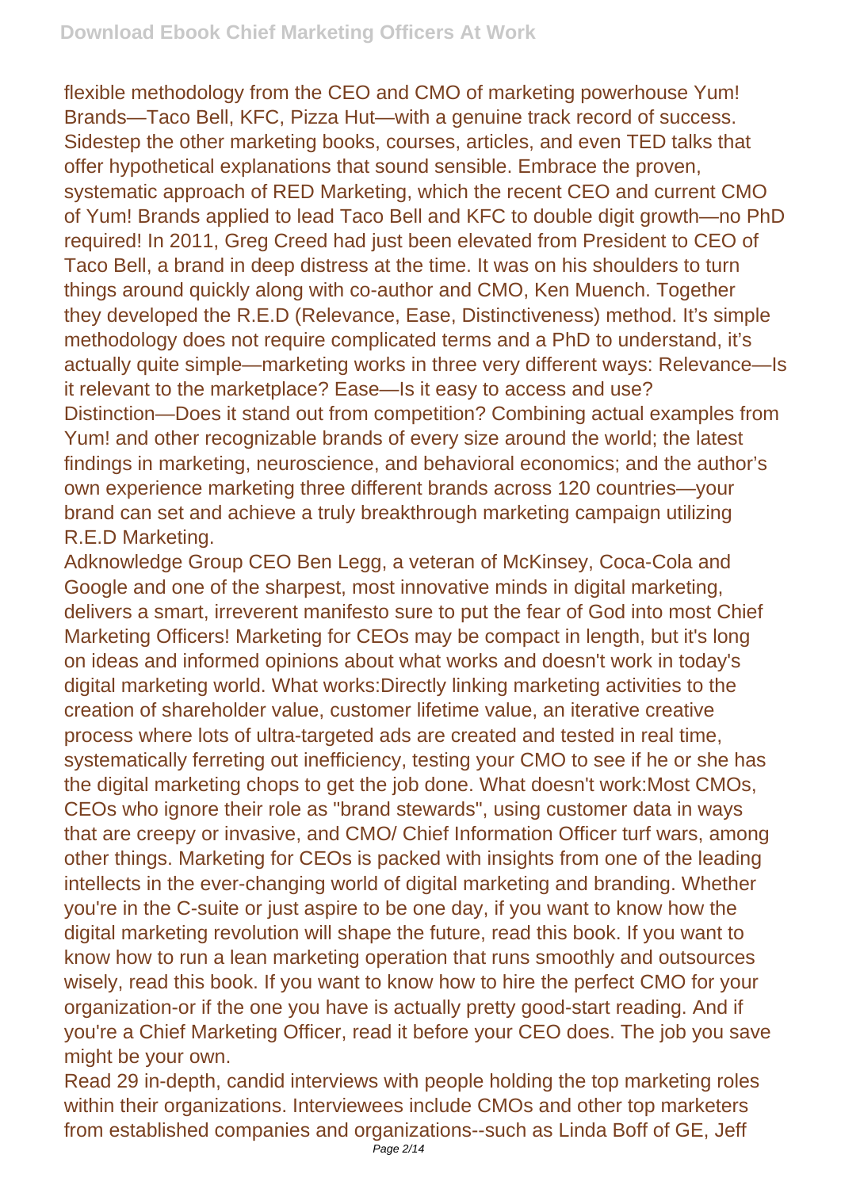flexible methodology from the CEO and CMO of marketing powerhouse Yum! Brands—Taco Bell, KFC, Pizza Hut—with a genuine track record of success. Sidestep the other marketing books, courses, articles, and even TED talks that offer hypothetical explanations that sound sensible. Embrace the proven, systematic approach of RED Marketing, which the recent CEO and current CMO of Yum! Brands applied to lead Taco Bell and KFC to double digit growth—no PhD required! In 2011, Greg Creed had just been elevated from President to CEO of Taco Bell, a brand in deep distress at the time. It was on his shoulders to turn things around quickly along with co-author and CMO, Ken Muench. Together they developed the R.E.D (Relevance, Ease, Distinctiveness) method. It's simple methodology does not require complicated terms and a PhD to understand, it's actually quite simple—marketing works in three very different ways: Relevance—Is it relevant to the marketplace? Ease—Is it easy to access and use? Distinction—Does it stand out from competition? Combining actual examples from Yum! and other recognizable brands of every size around the world; the latest findings in marketing, neuroscience, and behavioral economics; and the author's own experience marketing three different brands across 120 countries—your brand can set and achieve a truly breakthrough marketing campaign utilizing R.E.D Marketing.

Adknowledge Group CEO Ben Legg, a veteran of McKinsey, Coca-Cola and Google and one of the sharpest, most innovative minds in digital marketing, delivers a smart, irreverent manifesto sure to put the fear of God into most Chief Marketing Officers! Marketing for CEOs may be compact in length, but it's long on ideas and informed opinions about what works and doesn't work in today's digital marketing world. What works:Directly linking marketing activities to the creation of shareholder value, customer lifetime value, an iterative creative process where lots of ultra-targeted ads are created and tested in real time, systematically ferreting out inefficiency, testing your CMO to see if he or she has the digital marketing chops to get the job done. What doesn't work:Most CMOs, CEOs who ignore their role as "brand stewards", using customer data in ways that are creepy or invasive, and CMO/ Chief Information Officer turf wars, among other things. Marketing for CEOs is packed with insights from one of the leading intellects in the ever-changing world of digital marketing and branding. Whether you're in the C-suite or just aspire to be one day, if you want to know how the digital marketing revolution will shape the future, read this book. If you want to know how to run a lean marketing operation that runs smoothly and outsources wisely, read this book. If you want to know how to hire the perfect CMO for your organization-or if the one you have is actually pretty good-start reading. And if you're a Chief Marketing Officer, read it before your CEO does. The job you save might be your own.

Read 29 in-depth, candid interviews with people holding the top marketing roles within their organizations. Interviewees include CMOs and other top marketers from established companies and organizations--such as Linda Boff of GE, Jeff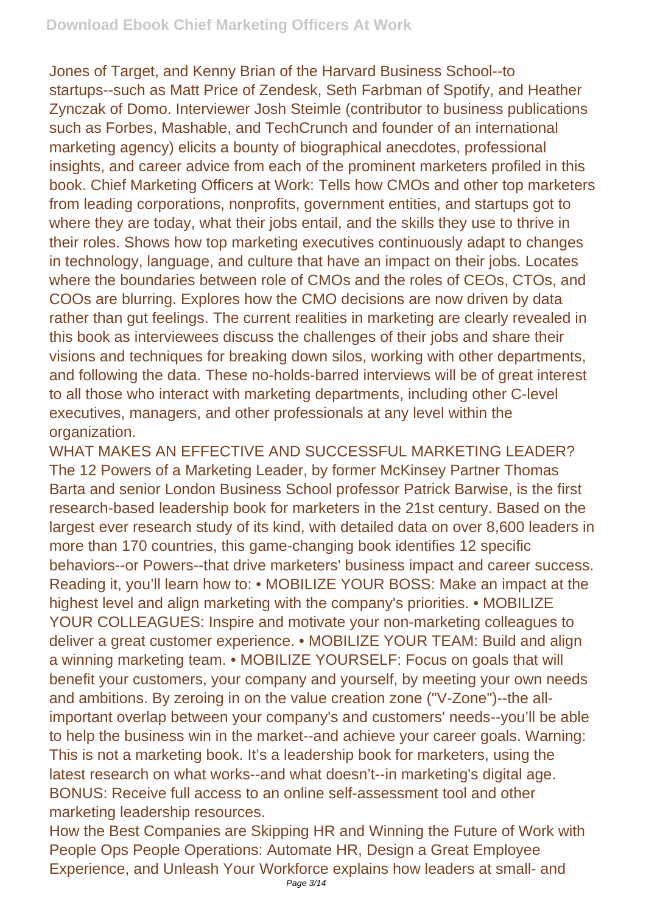Jones of Target, and Kenny Brian of the Harvard Business School--to startups--such as Matt Price of Zendesk, Seth Farbman of Spotify, and Heather Zynczak of Domo. Interviewer Josh Steimle (contributor to business publications such as Forbes, Mashable, and TechCrunch and founder of an international marketing agency) elicits a bounty of biographical anecdotes, professional insights, and career advice from each of the prominent marketers profiled in this book. Chief Marketing Officers at Work: Tells how CMOs and other top marketers from leading corporations, nonprofits, government entities, and startups got to where they are today, what their jobs entail, and the skills they use to thrive in their roles. Shows how top marketing executives continuously adapt to changes in technology, language, and culture that have an impact on their jobs. Locates where the boundaries between role of CMOs and the roles of CEOs, CTOs, and COOs are blurring. Explores how the CMO decisions are now driven by data rather than gut feelings. The current realities in marketing are clearly revealed in this book as interviewees discuss the challenges of their jobs and share their visions and techniques for breaking down silos, working with other departments, and following the data. These no-holds-barred interviews will be of great interest to all those who interact with marketing departments, including other C-level executives, managers, and other professionals at any level within the organization.

WHAT MAKES AN EFFECTIVE AND SUCCESSFUL MARKETING LEADER? The 12 Powers of a Marketing Leader, by former McKinsey Partner Thomas Barta and senior London Business School professor Patrick Barwise, is the first research-based leadership book for marketers in the 21st century. Based on the largest ever research study of its kind, with detailed data on over 8,600 leaders in more than 170 countries, this game-changing book identifies 12 specific behaviors--or Powers--that drive marketers' business impact and career success. Reading it, you'll learn how to: • MOBILIZE YOUR BOSS: Make an impact at the highest level and align marketing with the company's priorities. • MOBILIZE YOUR COLLEAGUES: Inspire and motivate your non-marketing colleagues to deliver a great customer experience. • MOBILIZE YOUR TEAM: Build and align a winning marketing team. • MOBILIZE YOURSELF: Focus on goals that will benefit your customers, your company and yourself, by meeting your own needs and ambitions. By zeroing in on the value creation zone ("V-Zone")--the all-important overlap between your company's and customers' needs--you'll be able to help the business win in the market--and achieve your career goals. Warning: This is not a marketing book. It's a leadership book for marketers, using the latest research on what works--and what doesn't--in marketing's digital age. BONUS: Receive full access to an online self-assessment tool and other marketing leadership resources.

How the Best Companies are Skipping HR and Winning the Future of Work with People Ops People Operations: Automate HR, Design a Great Employee Experience, and Unleash Your Workforce explains how leaders at small- and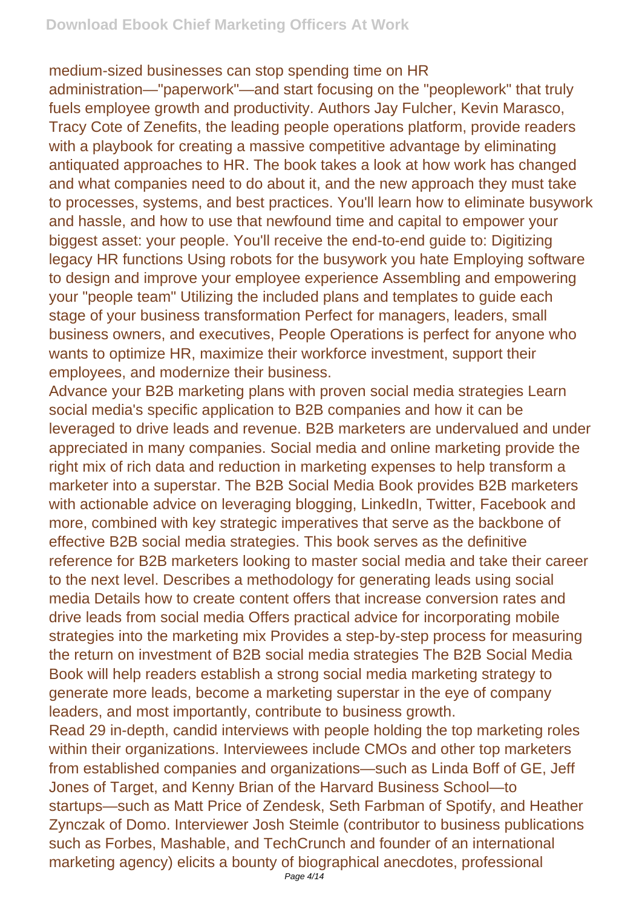medium-sized businesses can stop spending time on HR administration—"paperwork"—and start focusing on the "peoplework" that truly fuels employee growth and productivity. Authors Jay Fulcher, Kevin Marasco, Tracy Cote of Zenefits, the leading people operations platform, provide readers with a playbook for creating a massive competitive advantage by eliminating antiquated approaches to HR. The book takes a look at how work has changed and what companies need to do about it, and the new approach they must take to processes, systems, and best practices. You'll learn how to eliminate busywork and hassle, and how to use that newfound time and capital to empower your biggest asset: your people. You'll receive the end-to-end guide to: Digitizing legacy HR functions Using robots for the busywork you hate Employing software to design and improve your employee experience Assembling and empowering your "people team" Utilizing the included plans and templates to guide each stage of your business transformation Perfect for managers, leaders, small business owners, and executives, People Operations is perfect for anyone who wants to optimize HR, maximize their workforce investment, support their employees, and modernize their business.

Advance your B2B marketing plans with proven social media strategies Learn social media's specific application to B2B companies and how it can be leveraged to drive leads and revenue. B2B marketers are undervalued and under appreciated in many companies. Social media and online marketing provide the right mix of rich data and reduction in marketing expenses to help transform a marketer into a superstar. The B2B Social Media Book provides B2B marketers with actionable advice on leveraging blogging, LinkedIn, Twitter, Facebook and more, combined with key strategic imperatives that serve as the backbone of effective B2B social media strategies. This book serves as the definitive reference for B2B marketers looking to master social media and take their career to the next level. Describes a methodology for generating leads using social media Details how to create content offers that increase conversion rates and drive leads from social media Offers practical advice for incorporating mobile strategies into the marketing mix Provides a step-by-step process for measuring the return on investment of B2B social media strategies The B2B Social Media Book will help readers establish a strong social media marketing strategy to generate more leads, become a marketing superstar in the eye of company leaders, and most importantly, contribute to business growth.

Read 29 in-depth, candid interviews with people holding the top marketing roles within their organizations. Interviewees include CMOs and other top marketers from established companies and organizations—such as Linda Boff of GE, Jeff Jones of Target, and Kenny Brian of the Harvard Business School—to startups—such as Matt Price of Zendesk, Seth Farbman of Spotify, and Heather Zynczak of Domo. Interviewer Josh Steimle (contributor to business publications such as Forbes, Mashable, and TechCrunch and founder of an international marketing agency) elicits a bounty of biographical anecdotes, professional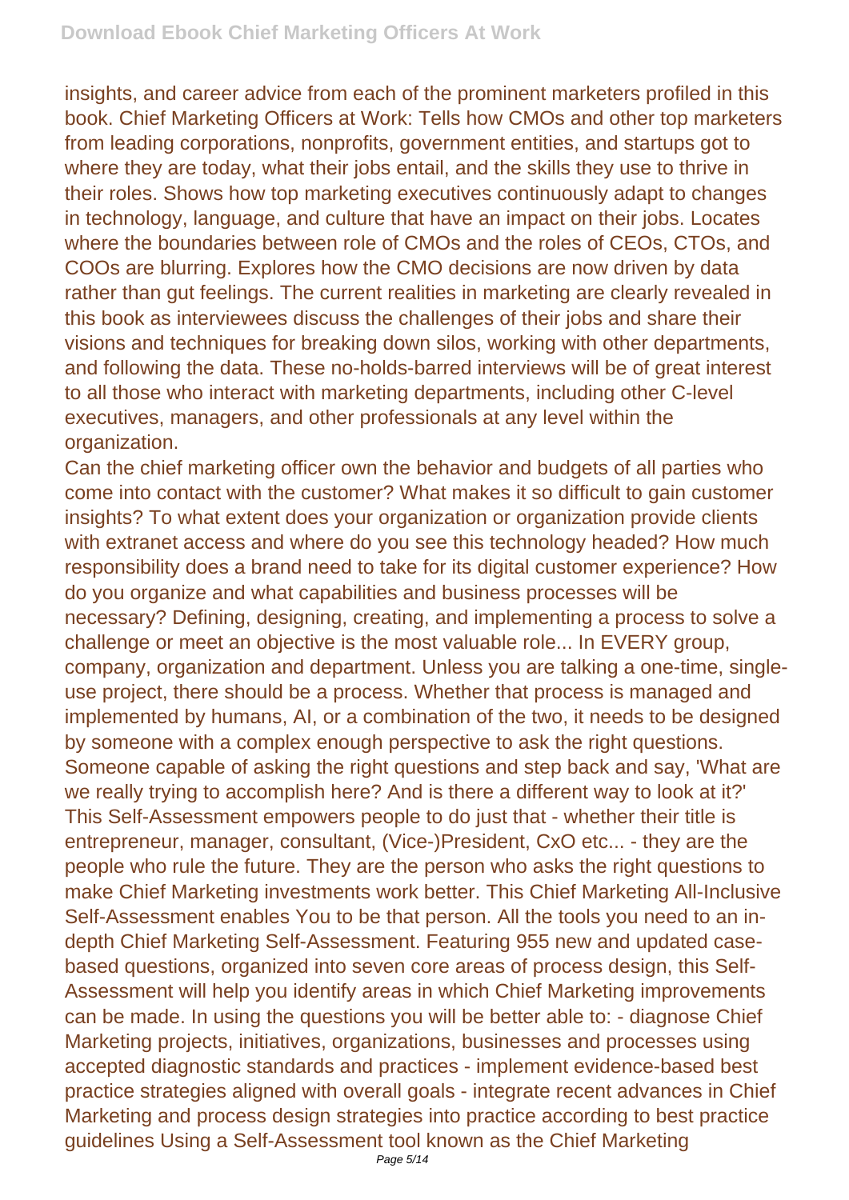insights, and career advice from each of the prominent marketers profiled in this book. Chief Marketing Officers at Work: Tells how CMOs and other top marketers from leading corporations, nonprofits, government entities, and startups got to where they are today, what their jobs entail, and the skills they use to thrive in their roles. Shows how top marketing executives continuously adapt to changes in technology, language, and culture that have an impact on their jobs. Locates where the boundaries between role of CMOs and the roles of CEOs, CTOs, and COOs are blurring. Explores how the CMO decisions are now driven by data rather than gut feelings. The current realities in marketing are clearly revealed in this book as interviewees discuss the challenges of their jobs and share their visions and techniques for breaking down silos, working with other departments, and following the data. These no-holds-barred interviews will be of great interest to all those who interact with marketing departments, including other C-level executives, managers, and other professionals at any level within the organization.

Can the chief marketing officer own the behavior and budgets of all parties who come into contact with the customer? What makes it so difficult to gain customer insights? To what extent does your organization or organization provide clients with extranet access and where do you see this technology headed? How much responsibility does a brand need to take for its digital customer experience? How do you organize and what capabilities and business processes will be necessary? Defining, designing, creating, and implementing a process to solve a challenge or meet an objective is the most valuable role... In EVERY group, company, organization and department. Unless you are talking a one-time, single-use project, there should be a process. Whether that process is managed and implemented by humans, AI, or a combination of the two, it needs to be designed by someone with a complex enough perspective to ask the right questions. Someone capable of asking the right questions and step back and say, 'What are we really trying to accomplish here? And is there a different way to look at it?' This Self-Assessment empowers people to do just that - whether their title is entrepreneur, manager, consultant, (Vice-)President, CxO etc... - they are the people who rule the future. They are the person who asks the right questions to make Chief Marketing investments work better. This Chief Marketing All-Inclusive Self-Assessment enables You to be that person. All the tools you need to an in-depth Chief Marketing Self-Assessment. Featuring 955 new and updated case-based questions, organized into seven core areas of process design, this Self-Assessment will help you identify areas in which Chief Marketing improvements can be made. In using the questions you will be better able to: - diagnose Chief Marketing projects, initiatives, organizations, businesses and processes using accepted diagnostic standards and practices - implement evidence-based best practice strategies aligned with overall goals - integrate recent advances in Chief Marketing and process design strategies into practice according to best practice guidelines Using a Self-Assessment tool known as the Chief Marketing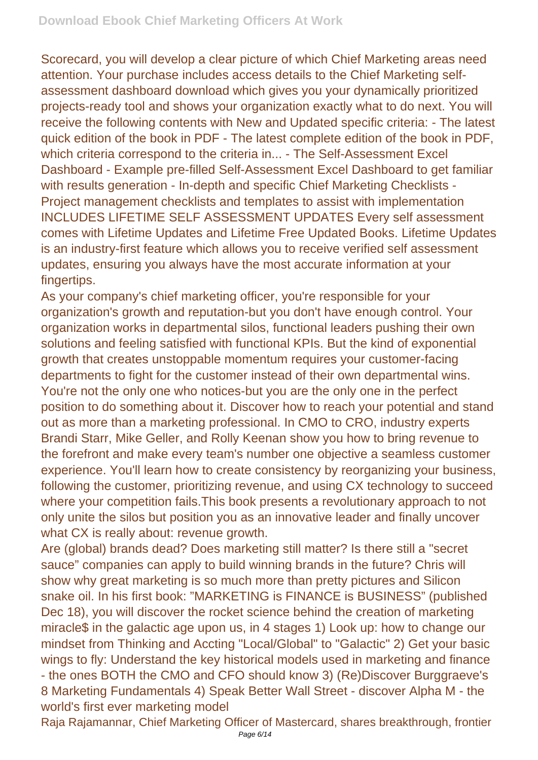Scorecard, you will develop a clear picture of which Chief Marketing areas need attention. Your purchase includes access details to the Chief Marketing self-assessment dashboard download which gives you your dynamically prioritized projects-ready tool and shows your organization exactly what to do next. You will receive the following contents with New and Updated specific criteria: - The latest quick edition of the book in PDF - The latest complete edition of the book in PDF, which criteria correspond to the criteria in... - The Self-Assessment Excel Dashboard - Example pre-filled Self-Assessment Excel Dashboard to get familiar with results generation - In-depth and specific Chief Marketing Checklists - Project management checklists and templates to assist with implementation INCLUDES LIFETIME SELF ASSESSMENT UPDATES Every self assessment comes with Lifetime Updates and Lifetime Free Updated Books. Lifetime Updates is an industry-first feature which allows you to receive verified self assessment updates, ensuring you always have the most accurate information at your fingertips.

As your company's chief marketing officer, you're responsible for your organization's growth and reputation-but you don't have enough control. Your organization works in departmental silos, functional leaders pushing their own solutions and feeling satisfied with functional KPIs. But the kind of exponential growth that creates unstoppable momentum requires your customer-facing departments to fight for the customer instead of their own departmental wins. You're not the only one who notices-but you are the only one in the perfect position to do something about it. Discover how to reach your potential and stand out as more than a marketing professional. In CMO to CRO, industry experts Brandi Starr, Mike Geller, and Rolly Keenan show you how to bring revenue to the forefront and make every team's number one objective a seamless customer experience. You'll learn how to create consistency by reorganizing your business, following the customer, prioritizing revenue, and using CX technology to succeed where your competition fails.This book presents a revolutionary approach to not only unite the silos but position you as an innovative leader and finally uncover what CX is really about: revenue growth.

Are (global) brands dead? Does marketing still matter? Is there still a "secret sauce" companies can apply to build winning brands in the future? Chris will show why great marketing is so much more than pretty pictures and Silicon snake oil. In his first book: "MARKETING is FINANCE is BUSINESS" (published Dec 18), you will discover the rocket science behind the creation of marketing miracle$ in the galactic age upon us, in 4 stages 1) Look up: how to change our mindset from Thinking and Accting "Local/Global" to "Galactic" 2) Get your basic wings to fly: Understand the key historical models used in marketing and finance - the ones BOTH the CMO and CFO should know 3) (Re)Discover Burggraeve's 8 Marketing Fundamentals 4) Speak Better Wall Street - discover Alpha M - the world's first ever marketing model

Raja Rajamannar, Chief Marketing Officer of Mastercard, shares breakthrough, frontier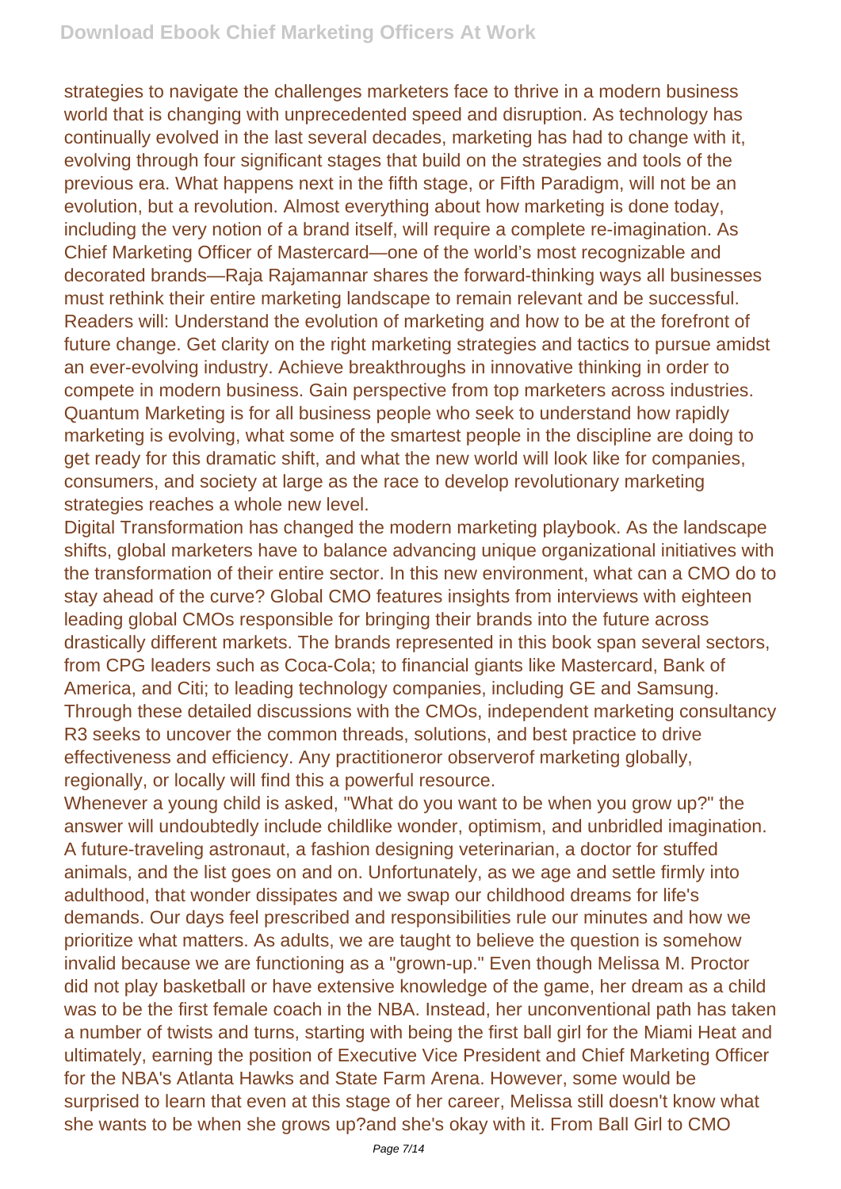strategies to navigate the challenges marketers face to thrive in a modern business world that is changing with unprecedented speed and disruption. As technology has continually evolved in the last several decades, marketing has had to change with it, evolving through four significant stages that build on the strategies and tools of the previous era. What happens next in the fifth stage, or Fifth Paradigm, will not be an evolution, but a revolution. Almost everything about how marketing is done today, including the very notion of a brand itself, will require a complete re-imagination. As Chief Marketing Officer of Mastercard—one of the world's most recognizable and decorated brands—Raja Rajamannar shares the forward-thinking ways all businesses must rethink their entire marketing landscape to remain relevant and be successful. Readers will: Understand the evolution of marketing and how to be at the forefront of future change. Get clarity on the right marketing strategies and tactics to pursue amidst an ever-evolving industry. Achieve breakthroughs in innovative thinking in order to compete in modern business. Gain perspective from top marketers across industries. Quantum Marketing is for all business people who seek to understand how rapidly marketing is evolving, what some of the smartest people in the discipline are doing to get ready for this dramatic shift, and what the new world will look like for companies, consumers, and society at large as the race to develop revolutionary marketing strategies reaches a whole new level.

Digital Transformation has changed the modern marketing playbook. As the landscape shifts, global marketers have to balance advancing unique organizational initiatives with the transformation of their entire sector. In this new environment, what can a CMO do to stay ahead of the curve? Global CMO features insights from interviews with eighteen leading global CMOs responsible for bringing their brands into the future across drastically different markets. The brands represented in this book span several sectors, from CPG leaders such as Coca-Cola; to financial giants like Mastercard, Bank of America, and Citi; to leading technology companies, including GE and Samsung. Through these detailed discussions with the CMOs, independent marketing consultancy R3 seeks to uncover the common threads, solutions, and best practice to drive effectiveness and efficiency. Any practitioneror observerof marketing globally, regionally, or locally will find this a powerful resource.

Whenever a young child is asked, "What do you want to be when you grow up?" the answer will undoubtedly include childlike wonder, optimism, and unbridled imagination. A future-traveling astronaut, a fashion designing veterinarian, a doctor for stuffed animals, and the list goes on and on. Unfortunately, as we age and settle firmly into adulthood, that wonder dissipates and we swap our childhood dreams for life's demands. Our days feel prescribed and responsibilities rule our minutes and how we prioritize what matters. As adults, we are taught to believe the question is somehow invalid because we are functioning as a "grown-up." Even though Melissa M. Proctor did not play basketball or have extensive knowledge of the game, her dream as a child was to be the first female coach in the NBA. Instead, her unconventional path has taken a number of twists and turns, starting with being the first ball girl for the Miami Heat and ultimately, earning the position of Executive Vice President and Chief Marketing Officer for the NBA's Atlanta Hawks and State Farm Arena. However, some would be surprised to learn that even at this stage of her career, Melissa still doesn't know what she wants to be when she grows up?and she's okay with it. From Ball Girl to CMO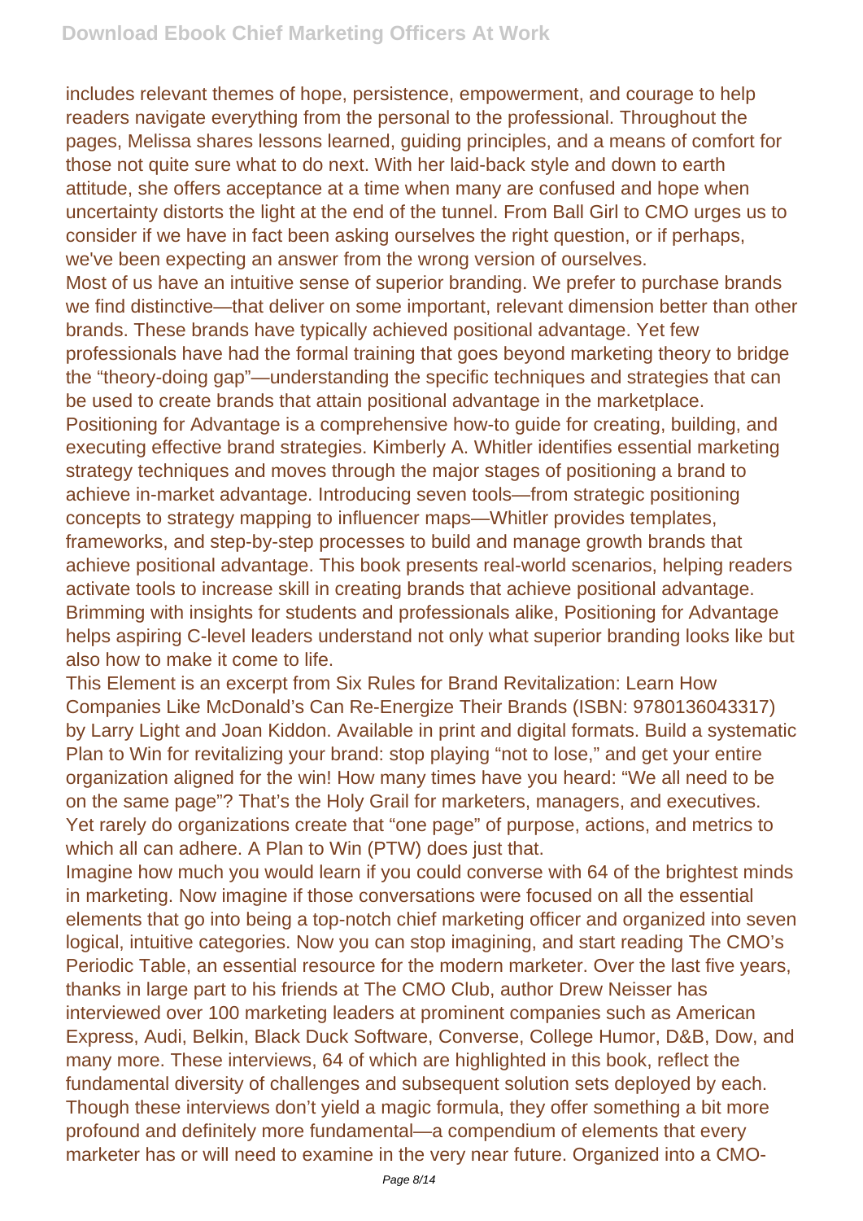includes relevant themes of hope, persistence, empowerment, and courage to help readers navigate everything from the personal to the professional. Throughout the pages, Melissa shares lessons learned, guiding principles, and a means of comfort for those not quite sure what to do next. With her laid-back style and down to earth attitude, she offers acceptance at a time when many are confused and hope when uncertainty distorts the light at the end of the tunnel. From Ball Girl to CMO urges us to consider if we have in fact been asking ourselves the right question, or if perhaps, we've been expecting an answer from the wrong version of ourselves.

Most of us have an intuitive sense of superior branding. We prefer to purchase brands we find distinctive—that deliver on some important, relevant dimension better than other brands. These brands have typically achieved positional advantage. Yet few professionals have had the formal training that goes beyond marketing theory to bridge the "theory-doing gap"—understanding the specific techniques and strategies that can be used to create brands that attain positional advantage in the marketplace. Positioning for Advantage is a comprehensive how-to guide for creating, building, and executing effective brand strategies. Kimberly A. Whitler identifies essential marketing strategy techniques and moves through the major stages of positioning a brand to achieve in-market advantage. Introducing seven tools—from strategic positioning concepts to strategy mapping to influencer maps—Whitler provides templates, frameworks, and step-by-step processes to build and manage growth brands that achieve positional advantage. This book presents real-world scenarios, helping readers activate tools to increase skill in creating brands that achieve positional advantage. Brimming with insights for students and professionals alike, Positioning for Advantage helps aspiring C-level leaders understand not only what superior branding looks like but also how to make it come to life.

This Element is an excerpt from Six Rules for Brand Revitalization: Learn How Companies Like McDonald's Can Re-Energize Their Brands (ISBN: 9780136043317) by Larry Light and Joan Kiddon. Available in print and digital formats. Build a systematic Plan to Win for revitalizing your brand: stop playing "not to lose," and get your entire organization aligned for the win! How many times have you heard: "We all need to be on the same page"? That's the Holy Grail for marketers, managers, and executives. Yet rarely do organizations create that "one page" of purpose, actions, and metrics to which all can adhere. A Plan to Win (PTW) does just that.

Imagine how much you would learn if you could converse with 64 of the brightest minds in marketing. Now imagine if those conversations were focused on all the essential elements that go into being a top-notch chief marketing officer and organized into seven logical, intuitive categories. Now you can stop imagining, and start reading The CMO's Periodic Table, an essential resource for the modern marketer. Over the last five years, thanks in large part to his friends at The CMO Club, author Drew Neisser has interviewed over 100 marketing leaders at prominent companies such as American Express, Audi, Belkin, Black Duck Software, Converse, College Humor, D&B, Dow, and many more. These interviews, 64 of which are highlighted in this book, reflect the fundamental diversity of challenges and subsequent solution sets deployed by each. Though these interviews don't yield a magic formula, they offer something a bit more profound and definitely more fundamental—a compendium of elements that every marketer has or will need to examine in the very near future. Organized into a CMO-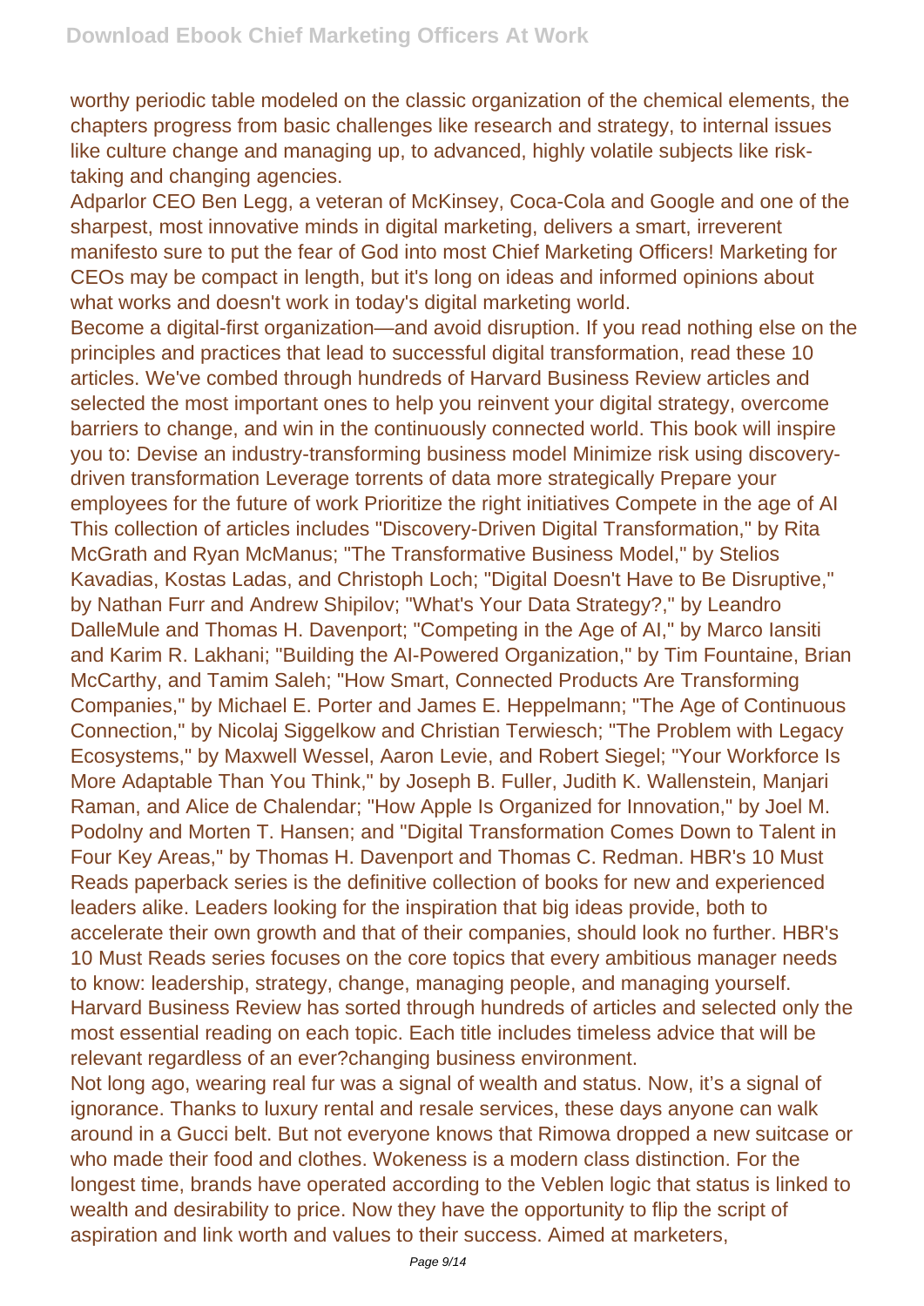worthy periodic table modeled on the classic organization of the chemical elements, the chapters progress from basic challenges like research and strategy, to internal issues like culture change and managing up, to advanced, highly volatile subjects like risk-taking and changing agencies.

Adparlor CEO Ben Legg, a veteran of McKinsey, Coca-Cola and Google and one of the sharpest, most innovative minds in digital marketing, delivers a smart, irreverent manifesto sure to put the fear of God into most Chief Marketing Officers! Marketing for CEOs may be compact in length, but it's long on ideas and informed opinions about what works and doesn't work in today's digital marketing world.

Become a digital-first organization—and avoid disruption. If you read nothing else on the principles and practices that lead to successful digital transformation, read these 10 articles. We've combed through hundreds of Harvard Business Review articles and selected the most important ones to help you reinvent your digital strategy, overcome barriers to change, and win in the continuously connected world. This book will inspire you to: Devise an industry-transforming business model Minimize risk using discovery-driven transformation Leverage torrents of data more strategically Prepare your employees for the future of work Prioritize the right initiatives Compete in the age of AI This collection of articles includes "Discovery-Driven Digital Transformation," by Rita McGrath and Ryan McManus; "The Transformative Business Model," by Stelios Kavadias, Kostas Ladas, and Christoph Loch; "Digital Doesn't Have to Be Disruptive," by Nathan Furr and Andrew Shipilov; "What's Your Data Strategy?," by Leandro DalleMule and Thomas H. Davenport; "Competing in the Age of AI," by Marco Iansiti and Karim R. Lakhani; "Building the AI-Powered Organization," by Tim Fountaine, Brian McCarthy, and Tamim Saleh; "How Smart, Connected Products Are Transforming Companies," by Michael E. Porter and James E. Heppelmann; "The Age of Continuous Connection," by Nicolaj Siggelkow and Christian Terwiesch; "The Problem with Legacy Ecosystems," by Maxwell Wessel, Aaron Levie, and Robert Siegel; "Your Workforce Is More Adaptable Than You Think," by Joseph B. Fuller, Judith K. Wallenstein, Manjari Raman, and Alice de Chalendar; "How Apple Is Organized for Innovation," by Joel M. Podolny and Morten T. Hansen; and "Digital Transformation Comes Down to Talent in Four Key Areas," by Thomas H. Davenport and Thomas C. Redman. HBR's 10 Must Reads paperback series is the definitive collection of books for new and experienced leaders alike. Leaders looking for the inspiration that big ideas provide, both to accelerate their own growth and that of their companies, should look no further. HBR's 10 Must Reads series focuses on the core topics that every ambitious manager needs to know: leadership, strategy, change, managing people, and managing yourself. Harvard Business Review has sorted through hundreds of articles and selected only the most essential reading on each topic. Each title includes timeless advice that will be relevant regardless of an ever?changing business environment.

Not long ago, wearing real fur was a signal of wealth and status. Now, it's a signal of ignorance. Thanks to luxury rental and resale services, these days anyone can walk around in a Gucci belt. But not everyone knows that Rimowa dropped a new suitcase or who made their food and clothes. Wokeness is a modern class distinction. For the longest time, brands have operated according to the Veblen logic that status is linked to wealth and desirability to price. Now they have the opportunity to flip the script of aspiration and link worth and values to their success. Aimed at marketers,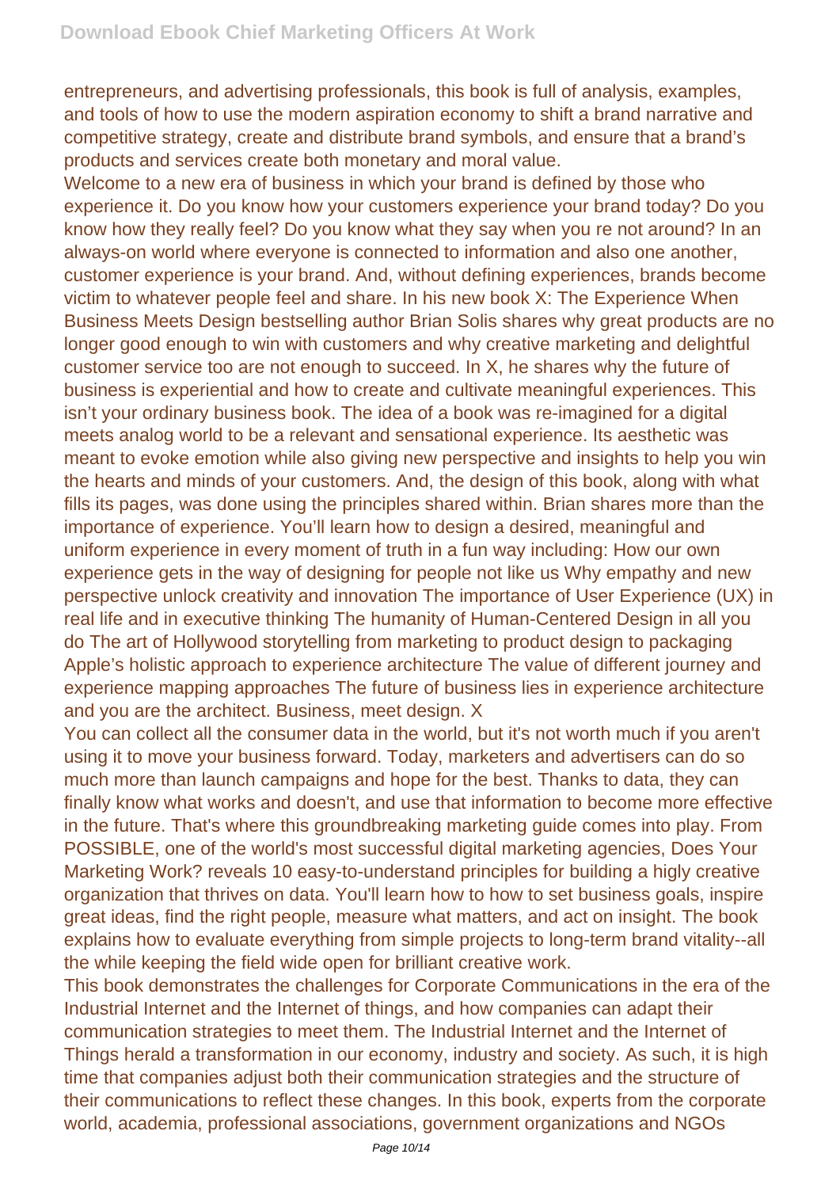entrepreneurs, and advertising professionals, this book is full of analysis, examples, and tools of how to use the modern aspiration economy to shift a brand narrative and competitive strategy, create and distribute brand symbols, and ensure that a brand's products and services create both monetary and moral value.

Welcome to a new era of business in which your brand is defined by those who experience it. Do you know how your customers experience your brand today? Do you know how they really feel? Do you know what they say when you re not around? In an always-on world where everyone is connected to information and also one another, customer experience is your brand. And, without defining experiences, brands become victim to whatever people feel and share. In his new book X: The Experience When Business Meets Design bestselling author Brian Solis shares why great products are no longer good enough to win with customers and why creative marketing and delightful customer service too are not enough to succeed. In X, he shares why the future of business is experiential and how to create and cultivate meaningful experiences. This isn't your ordinary business book. The idea of a book was re-imagined for a digital meets analog world to be a relevant and sensational experience. Its aesthetic was meant to evoke emotion while also giving new perspective and insights to help you win the hearts and minds of your customers. And, the design of this book, along with what fills its pages, was done using the principles shared within. Brian shares more than the importance of experience. You'll learn how to design a desired, meaningful and uniform experience in every moment of truth in a fun way including: How our own experience gets in the way of designing for people not like us Why empathy and new perspective unlock creativity and innovation The importance of User Experience (UX) in real life and in executive thinking The humanity of Human-Centered Design in all you do The art of Hollywood storytelling from marketing to product design to packaging Apple's holistic approach to experience architecture The value of different journey and experience mapping approaches The future of business lies in experience architecture and you are the architect. Business, meet design. X

You can collect all the consumer data in the world, but it's not worth much if you aren't using it to move your business forward. Today, marketers and advertisers can do so much more than launch campaigns and hope for the best. Thanks to data, they can finally know what works and doesn't, and use that information to become more effective in the future. That's where this groundbreaking marketing guide comes into play. From POSSIBLE, one of the world's most successful digital marketing agencies, Does Your Marketing Work? reveals 10 easy-to-understand principles for building a higly creative organization that thrives on data. You'll learn how to how to set business goals, inspire great ideas, find the right people, measure what matters, and act on insight. The book explains how to evaluate everything from simple projects to long-term brand vitality--all the while keeping the field wide open for brilliant creative work.

This book demonstrates the challenges for Corporate Communications in the era of the Industrial Internet and the Internet of things, and how companies can adapt their communication strategies to meet them. The Industrial Internet and the Internet of Things herald a transformation in our economy, industry and society. As such, it is high time that companies adjust both their communication strategies and the structure of their communications to reflect these changes. In this book, experts from the corporate world, academia, professional associations, government organizations and NGOs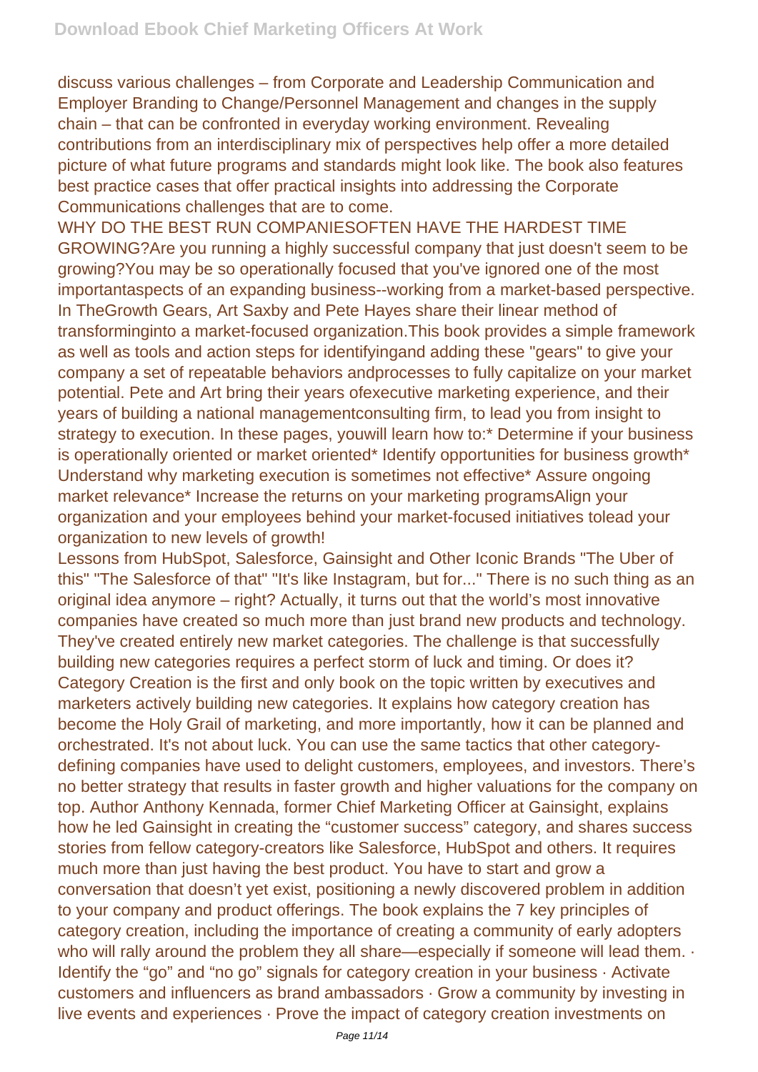discuss various challenges – from Corporate and Leadership Communication and Employer Branding to Change/Personnel Management and changes in the supply chain – that can be confronted in everyday working environment. Revealing contributions from an interdisciplinary mix of perspectives help offer a more detailed picture of what future programs and standards might look like. The book also features best practice cases that offer practical insights into addressing the Corporate Communications challenges that are to come.

WHY DO THE BEST RUN COMPANIESOFTEN HAVE THE HARDEST TIME GROWING?Are you running a highly successful company that just doesn't seem to be growing?You may be so operationally focused that you've ignored one of the most importantaspects of an expanding business--working from a market-based perspective. In TheGrowth Gears, Art Saxby and Pete Hayes share their linear method of transforminginto a market-focused organization.This book provides a simple framework as well as tools and action steps for identifyingand adding these "gears" to give your company a set of repeatable behaviors andprocesses to fully capitalize on your market potential. Pete and Art bring their years ofexecutive marketing experience, and their years of building a national managementconsulting firm, to lead you from insight to strategy to execution. In these pages, youwill learn how to:* Determine if your business is operationally oriented or market oriented* Identify opportunities for business growth* Understand why marketing execution is sometimes not effective* Assure ongoing market relevance* Increase the returns on your marketing programsAlign your organization and your employees behind your market-focused initiatives tolead your organization to new levels of growth!

Lessons from HubSpot, Salesforce, Gainsight and Other Iconic Brands "The Uber of this" "The Salesforce of that" "It's like Instagram, but for..." There is no such thing as an original idea anymore – right? Actually, it turns out that the world's most innovative companies have created so much more than just brand new products and technology. They've created entirely new market categories. The challenge is that successfully building new categories requires a perfect storm of luck and timing. Or does it? Category Creation is the first and only book on the topic written by executives and marketers actively building new categories. It explains how category creation has become the Holy Grail of marketing, and more importantly, how it can be planned and orchestrated. It's not about luck. You can use the same tactics that other category-defining companies have used to delight customers, employees, and investors. There's no better strategy that results in faster growth and higher valuations for the company on top. Author Anthony Kennada, former Chief Marketing Officer at Gainsight, explains how he led Gainsight in creating the "customer success" category, and shares success stories from fellow category-creators like Salesforce, HubSpot and others. It requires much more than just having the best product. You have to start and grow a conversation that doesn't yet exist, positioning a newly discovered problem in addition to your company and product offerings. The book explains the 7 key principles of category creation, including the importance of creating a community of early adopters who will rally around the problem they all share—especially if someone will lead them. · Identify the "go" and "no go" signals for category creation in your business · Activate customers and influencers as brand ambassadors · Grow a community by investing in live events and experiences · Prove the impact of category creation investments on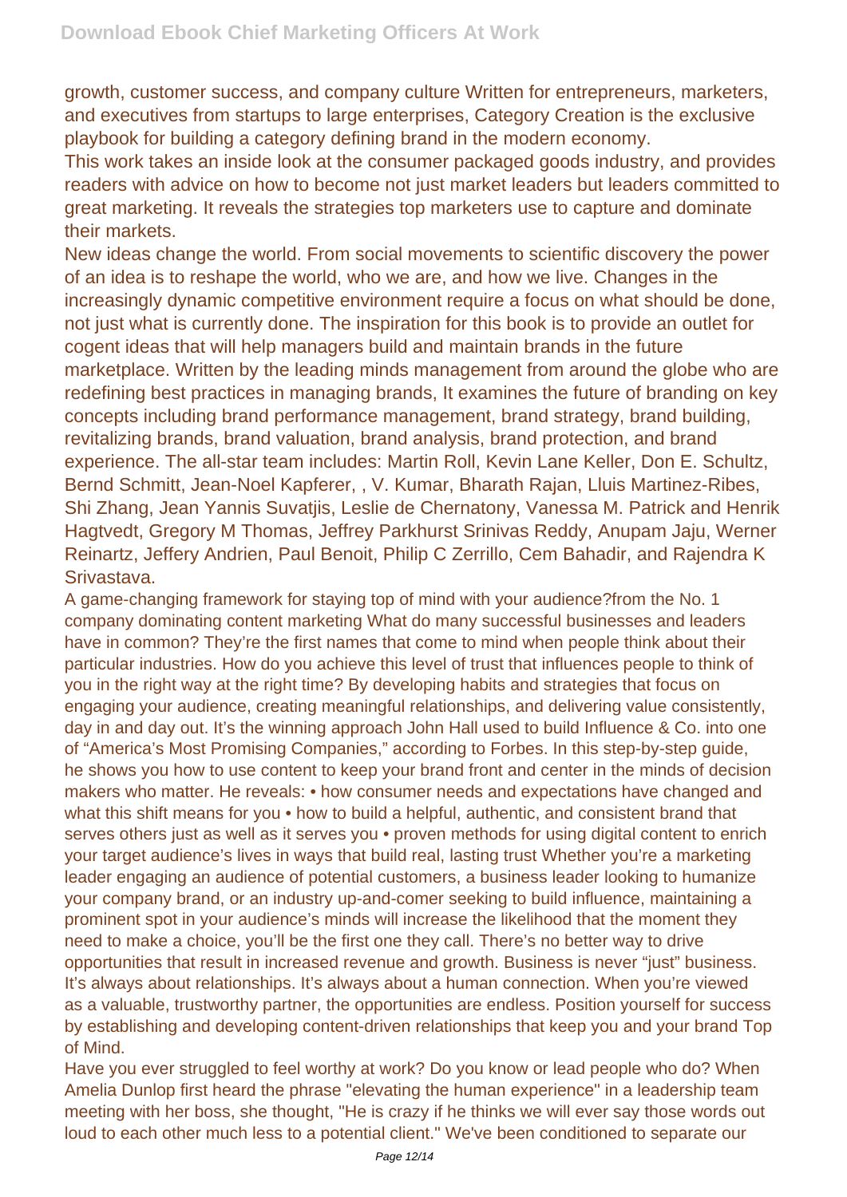growth, customer success, and company culture Written for entrepreneurs, marketers, and executives from startups to large enterprises, Category Creation is the exclusive playbook for building a category defining brand in the modern economy.

This work takes an inside look at the consumer packaged goods industry, and provides readers with advice on how to become not just market leaders but leaders committed to great marketing. It reveals the strategies top marketers use to capture and dominate their markets.

New ideas change the world. From social movements to scientific discovery the power of an idea is to reshape the world, who we are, and how we live. Changes in the increasingly dynamic competitive environment require a focus on what should be done, not just what is currently done. The inspiration for this book is to provide an outlet for cogent ideas that will help managers build and maintain brands in the future marketplace. Written by the leading minds management from around the globe who are redefining best practices in managing brands, It examines the future of branding on key concepts including brand performance management, brand strategy, brand building, revitalizing brands, brand valuation, brand analysis, brand protection, and brand experience. The all-star team includes: Martin Roll, Kevin Lane Keller, Don E. Schultz, Bernd Schmitt, Jean-Noel Kapferer, , V. Kumar, Bharath Rajan, Lluis Martinez-Ribes, Shi Zhang, Jean Yannis Suvatjis, Leslie de Chernatony, Vanessa M. Patrick and Henrik Hagtvedt, Gregory M Thomas, Jeffrey Parkhurst Srinivas Reddy, Anupam Jaju, Werner Reinartz, Jeffery Andrien, Paul Benoit, Philip C Zerrillo, Cem Bahadir, and Rajendra K Srivastava.

A game-changing framework for staying top of mind with your audience?from the No. 1 company dominating content marketing What do many successful businesses and leaders have in common? They're the first names that come to mind when people think about their particular industries. How do you achieve this level of trust that influences people to think of you in the right way at the right time? By developing habits and strategies that focus on engaging your audience, creating meaningful relationships, and delivering value consistently, day in and day out. It's the winning approach John Hall used to build Influence & Co. into one of "America's Most Promising Companies," according to Forbes. In this step-by-step guide, he shows you how to use content to keep your brand front and center in the minds of decision makers who matter. He reveals: • how consumer needs and expectations have changed and what this shift means for you • how to build a helpful, authentic, and consistent brand that serves others just as well as it serves you • proven methods for using digital content to enrich your target audience's lives in ways that build real, lasting trust Whether you're a marketing leader engaging an audience of potential customers, a business leader looking to humanize your company brand, or an industry up-and-comer seeking to build influence, maintaining a prominent spot in your audience's minds will increase the likelihood that the moment they need to make a choice, you'll be the first one they call. There's no better way to drive opportunities that result in increased revenue and growth. Business is never "just" business. It's always about relationships. It's always about a human connection. When you're viewed as a valuable, trustworthy partner, the opportunities are endless. Position yourself for success by establishing and developing content-driven relationships that keep you and your brand Top of Mind.

Have you ever struggled to feel worthy at work? Do you know or lead people who do? When Amelia Dunlop first heard the phrase "elevating the human experience" in a leadership team meeting with her boss, she thought, "He is crazy if he thinks we will ever say those words out loud to each other much less to a potential client." We've been conditioned to separate our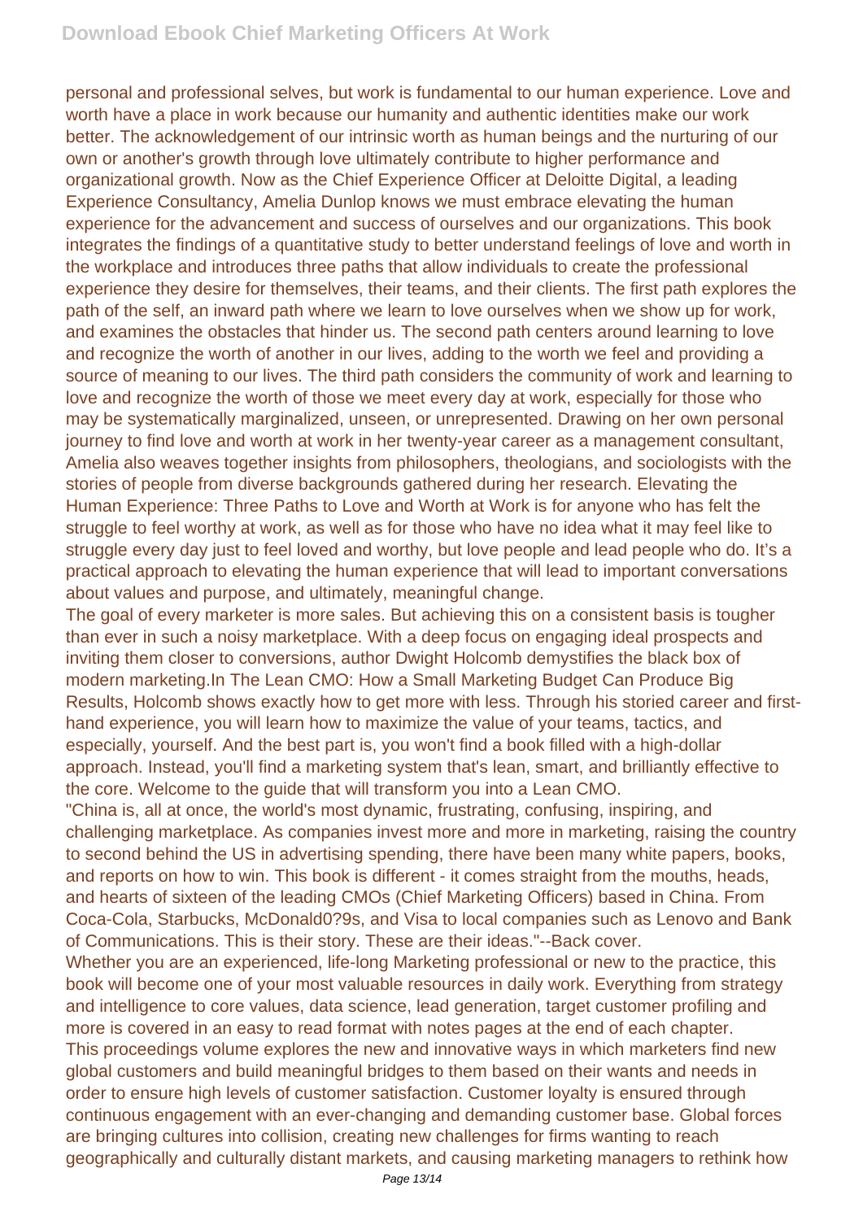personal and professional selves, but work is fundamental to our human experience. Love and worth have a place in work because our humanity and authentic identities make our work better. The acknowledgement of our intrinsic worth as human beings and the nurturing of our own or another's growth through love ultimately contribute to higher performance and organizational growth. Now as the Chief Experience Officer at Deloitte Digital, a leading Experience Consultancy, Amelia Dunlop knows we must embrace elevating the human experience for the advancement and success of ourselves and our organizations. This book integrates the findings of a quantitative study to better understand feelings of love and worth in the workplace and introduces three paths that allow individuals to create the professional experience they desire for themselves, their teams, and their clients. The first path explores the path of the self, an inward path where we learn to love ourselves when we show up for work, and examines the obstacles that hinder us. The second path centers around learning to love and recognize the worth of another in our lives, adding to the worth we feel and providing a source of meaning to our lives. The third path considers the community of work and learning to love and recognize the worth of those we meet every day at work, especially for those who may be systematically marginalized, unseen, or unrepresented. Drawing on her own personal journey to find love and worth at work in her twenty-year career as a management consultant, Amelia also weaves together insights from philosophers, theologians, and sociologists with the stories of people from diverse backgrounds gathered during her research. Elevating the Human Experience: Three Paths to Love and Worth at Work is for anyone who has felt the struggle to feel worthy at work, as well as for those who have no idea what it may feel like to struggle every day just to feel loved and worthy, but love people and lead people who do. It's a practical approach to elevating the human experience that will lead to important conversations about values and purpose, and ultimately, meaningful change.

The goal of every marketer is more sales. But achieving this on a consistent basis is tougher than ever in such a noisy marketplace. With a deep focus on engaging ideal prospects and inviting them closer to conversions, author Dwight Holcomb demystifies the black box of modern marketing.In The Lean CMO: How a Small Marketing Budget Can Produce Big Results, Holcomb shows exactly how to get more with less. Through his storied career and first-hand experience, you will learn how to maximize the value of your teams, tactics, and especially, yourself. And the best part is, you won't find a book filled with a high-dollar approach. Instead, you'll find a marketing system that's lean, smart, and brilliantly effective to the core. Welcome to the guide that will transform you into a Lean CMO.

"China is, all at once, the world's most dynamic, frustrating, confusing, inspiring, and challenging marketplace. As companies invest more and more in marketing, raising the country to second behind the US in advertising spending, there have been many white papers, books, and reports on how to win. This book is different - it comes straight from the mouths, heads, and hearts of sixteen of the leading CMOs (Chief Marketing Officers) based in China. From Coca-Cola, Starbucks, McDonald0?9s, and Visa to local companies such as Lenovo and Bank of Communications. This is their story. These are their ideas."--Back cover.

Whether you are an experienced, life-long Marketing professional or new to the practice, this book will become one of your most valuable resources in daily work. Everything from strategy and intelligence to core values, data science, lead generation, target customer profiling and more is covered in an easy to read format with notes pages at the end of each chapter.

This proceedings volume explores the new and innovative ways in which marketers find new global customers and build meaningful bridges to them based on their wants and needs in order to ensure high levels of customer satisfaction. Customer loyalty is ensured through continuous engagement with an ever-changing and demanding customer base. Global forces are bringing cultures into collision, creating new challenges for firms wanting to reach geographically and culturally distant markets, and causing marketing managers to rethink how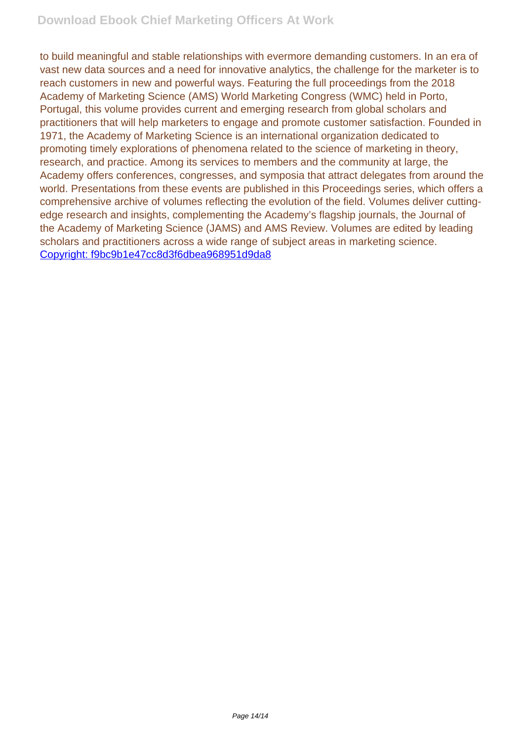to build meaningful and stable relationships with evermore demanding customers. In an era of vast new data sources and a need for innovative analytics, the challenge for the marketer is to reach customers in new and powerful ways. Featuring the full proceedings from the 2018 Academy of Marketing Science (AMS) World Marketing Congress (WMC) held in Porto, Portugal, this volume provides current and emerging research from global scholars and practitioners that will help marketers to engage and promote customer satisfaction. Founded in 1971, the Academy of Marketing Science is an international organization dedicated to promoting timely explorations of phenomena related to the science of marketing in theory, research, and practice. Among its services to members and the community at large, the Academy offers conferences, congresses, and symposia that attract delegates from around the world. Presentations from these events are published in this Proceedings series, which offers a comprehensive archive of volumes reflecting the evolution of the field. Volumes deliver cutting-edge research and insights, complementing the Academy's flagship journals, the Journal of the Academy of Marketing Science (JAMS) and AMS Review. Volumes are edited by leading scholars and practitioners across a wide range of subject areas in marketing science.

Copyright: f9bc9b1e47cc8d3f6dbea968951d9da8